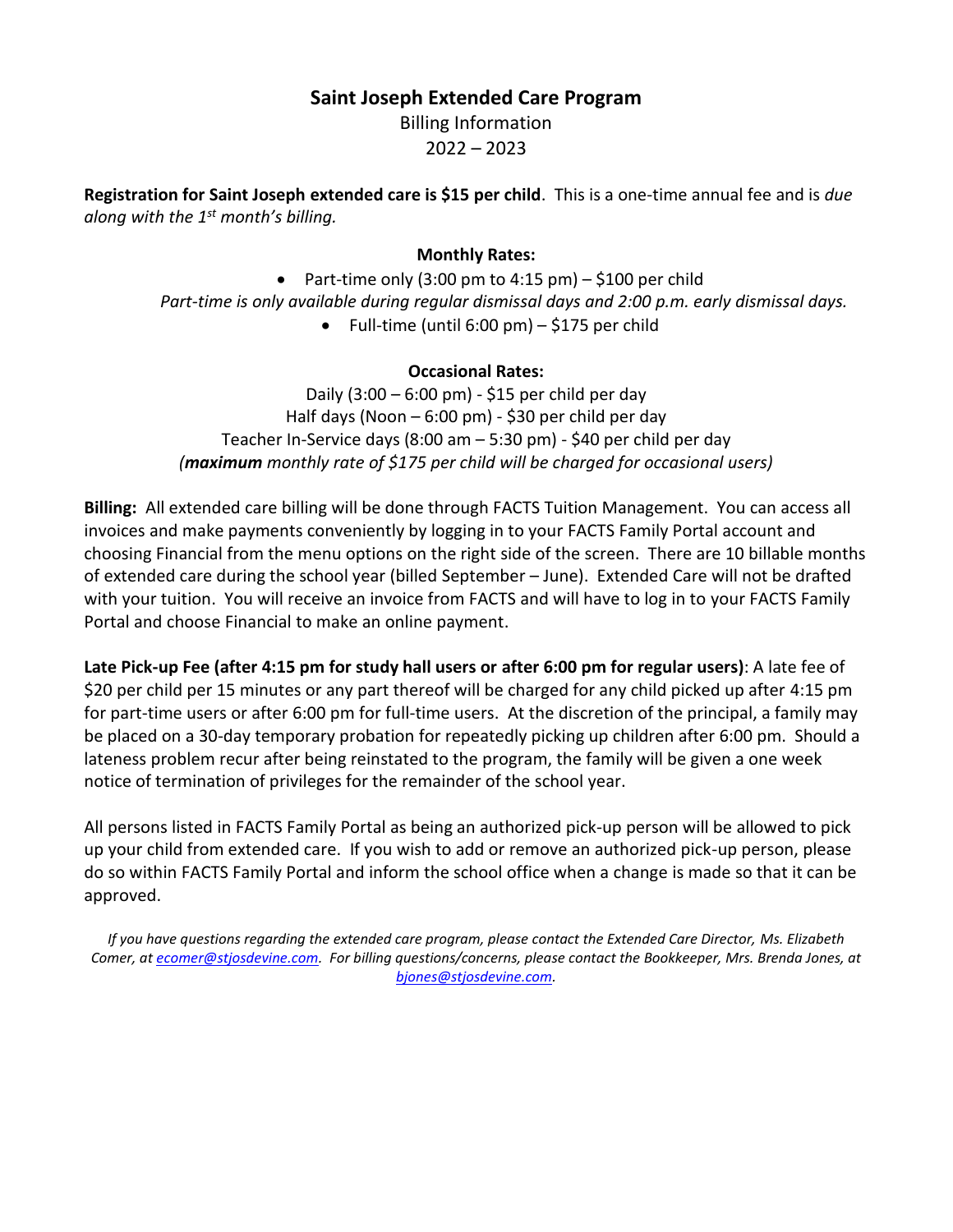# Saint Joseph Extended Care Program

Billing Information

2022 – 2023

**Registration for Saint Joseph extended care is $15 per child**. This is a one-time annual fee and is *due along with the 1st month's billing.*

**Monthly Rates:**

- Part-time only (3:00 pm to 4:15 pm) – $100 per child

*Part-time is only available during regular dismissal days and 2:00 p.m. early dismissal days.*

- Full-time (until 6:00 pm) – $175 per child

**Occasional Rates:**

Daily (3:00 – 6:00 pm) - $15 per child per day

Half days (Noon – 6:00 pm) - $30 per child per day

Teacher In-Service days (8:00 am – 5:30 pm) - $40 per child per day

*(**maximum** monthly rate of $175 per child will be charged for occasional users)*

**Billing:** All extended care billing will be done through FACTS Tuition Management. You can access all invoices and make payments conveniently by logging in to your FACTS Family Portal account and choosing Financial from the menu options on the right side of the screen. There are 10 billable months of extended care during the school year (billed September – June). Extended Care will not be drafted with your tuition. You will receive an invoice from FACTS and will have to log in to your FACTS Family Portal and choose Financial to make an online payment.

**Late Pick-up Fee (after 4:15 pm for study hall users or after 6:00 pm for regular users)**: A late fee of $20 per child per 15 minutes or any part thereof will be charged for any child picked up after 4:15 pm for part-time users or after 6:00 pm for full-time users. At the discretion of the principal, a family may be placed on a 30-day temporary probation for repeatedly picking up children after 6:00 pm. Should a lateness problem recur after being reinstated to the program, the family will be given a one week notice of termination of privileges for the remainder of the school year.

All persons listed in FACTS Family Portal as being an authorized pick-up person will be allowed to pick up your child from extended care. If you wish to add or remove an authorized pick-up person, please do so within FACTS Family Portal and inform the school office when a change is made so that it can be approved.

*If you have questions regarding the extended care program, please contact the Extended Care Director, Ms. Elizabeth Comer, at ecomer@stjosdevine.com. For billing questions/concerns, please contact the Bookkeeper, Mrs. Brenda Jones, at bjones@stjosdevine.com.*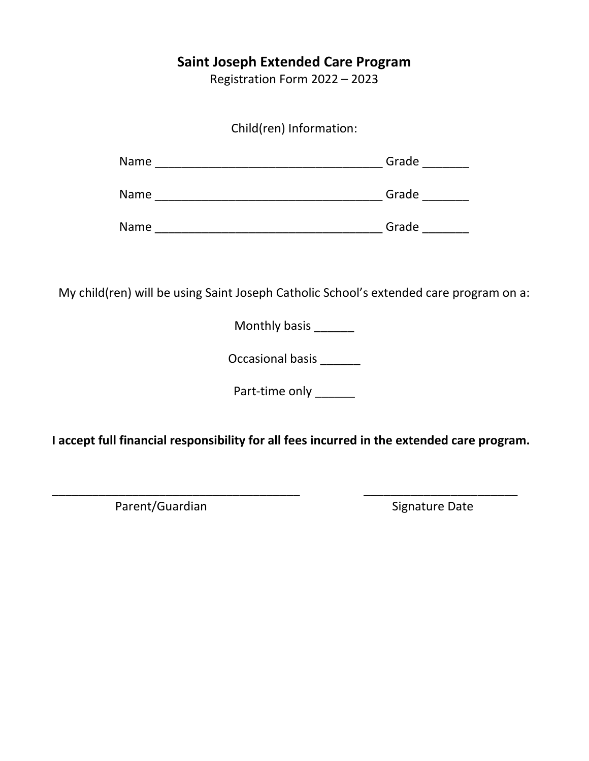# Saint Joseph Extended Care Program

Registration Form 2022 – 2023

Child(ren) Information:

Name ___________________________________ Grade _______

Name ___________________________________ Grade _______

Name ___________________________________ Grade _______

My child(ren) will be using Saint Joseph Catholic School's extended care program on a:

Monthly basis ______

Occasional basis ______

Part-time only ______

**I accept full financial responsibility for all fees incurred in the extended care program.**

______________________________________ ________________________

Parent/Guardian Signature Date